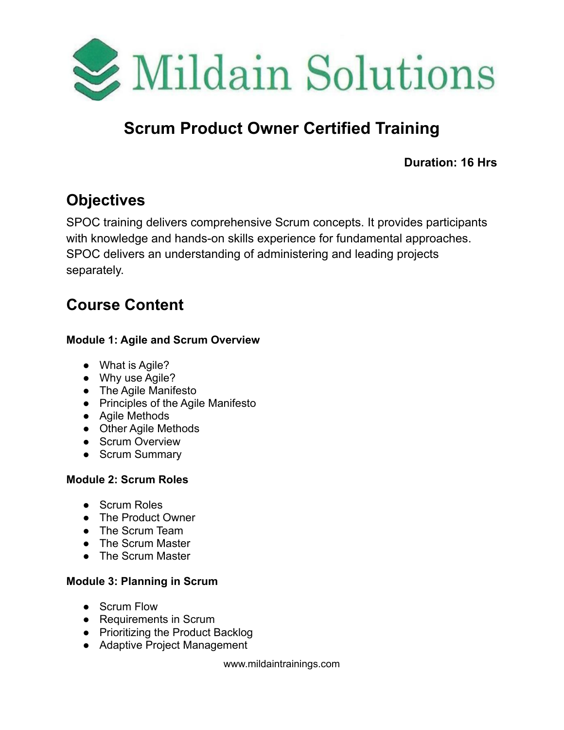Mildain Solutions

# Scrum Product Owner Certified Training

**Duration: 16 Hrs**

## Objectives

SPOC training delivers comprehensive Scrum concepts. It provides participants with knowledge and hands-on skills experience for fundamental approaches. SPOC delivers an understanding of administering and leading projects separately.

## Course Content

**Module 1: Agile and Scrum Overview**

- What is Agile?
- Why use Agile?
- The Agile Manifesto
- Principles of the Agile Manifesto
- Agile Methods
- Other Agile Methods
- Scrum Overview
- Scrum Summary

**Module 2: Scrum Roles**

- Scrum Roles
- The Product Owner
- The Scrum Team
- The Scrum Master
- The Scrum Master

**Module 3: Planning in Scrum**

- Scrum Flow
- Requirements in Scrum
- Prioritizing the Product Backlog
- Adaptive Project Management

www.mildaintrainings.com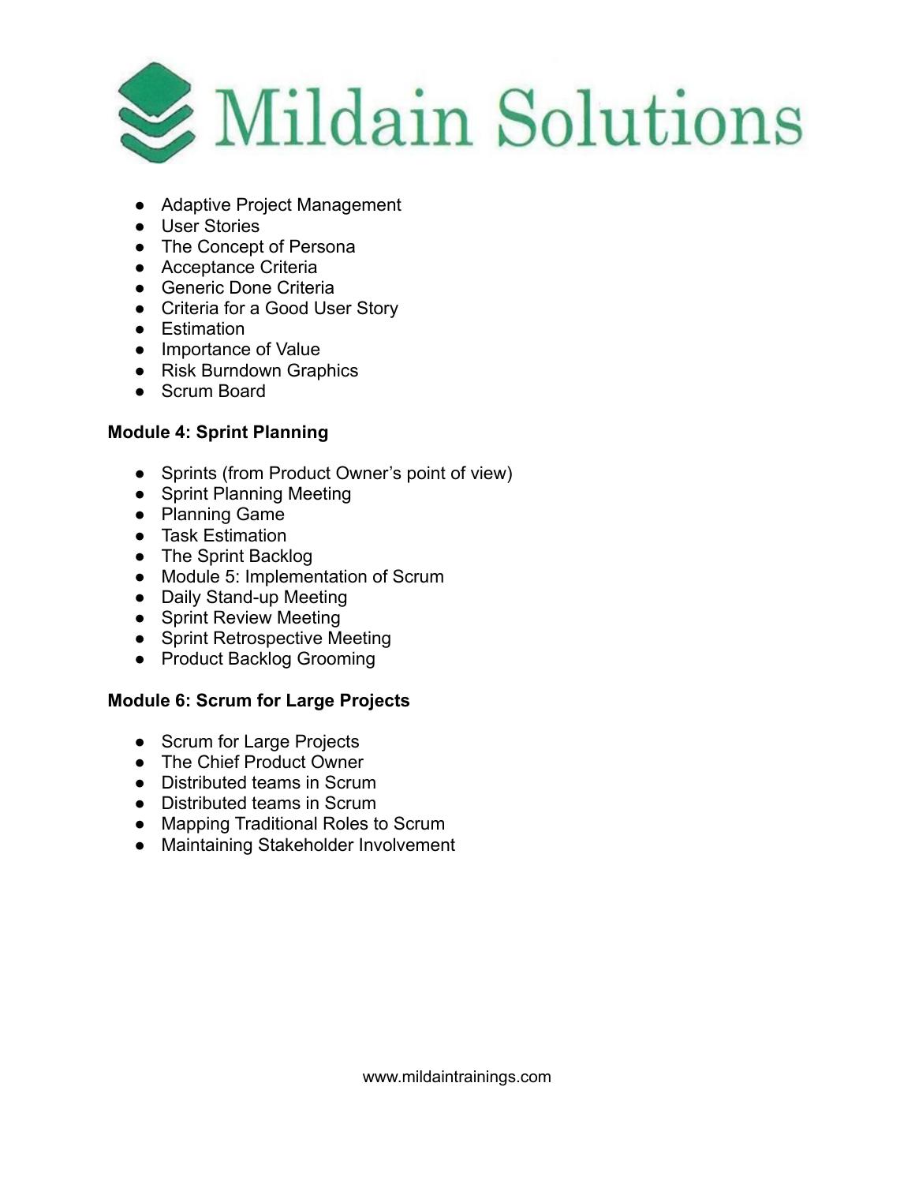- Adaptive Project Management
- User Stories
- The Concept of Persona
- Acceptance Criteria
- Generic Done Criteria
- Criteria for a Good User Story
- Estimation
- Importance of Value
- Risk Burndown Graphics
- Scrum Board

**Module 4: Sprint Planning**

- Sprints (from Product Owner's point of view)
- Sprint Planning Meeting
- Planning Game
- Task Estimation
- The Sprint Backlog
- Module 5: Implementation of Scrum
- Daily Stand-up Meeting
- Sprint Review Meeting
- Sprint Retrospective Meeting
- Product Backlog Grooming

**Module 6: Scrum for Large Projects**

- Scrum for Large Projects
- The Chief Product Owner
- Distributed teams in Scrum
- Distributed teams in Scrum
- Mapping Traditional Roles to Scrum
- Maintaining Stakeholder Involvement